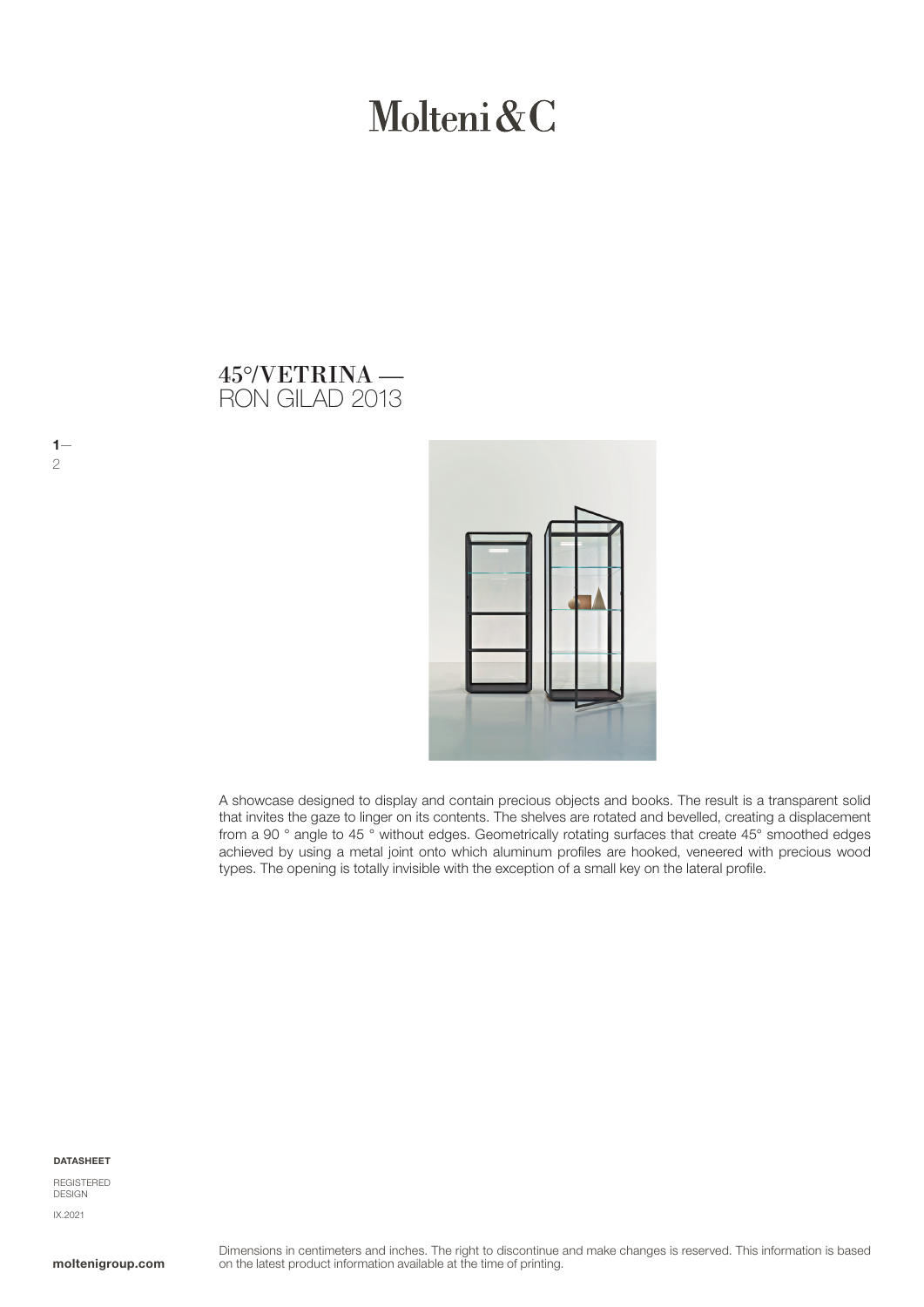# Molteni&C

## 45°/VETRINA — RON GILAD 2013

A showcase designed to display and contain precious objects and books. The result is a transparent solid that invites the gaze to linger on its contents. The shelves are rotated and bevelled, creating a displacement from a 90 ° angle to 45 ° without edges. Geometrically rotating surfaces that create 45° smoothed edges achieved by using a metal joint onto which aluminum profiles are hooked, veneered with precious wood types. The opening is totally invisible with the exception of a small key on the lateral profile.

**DATASHEET**

REGISTERED DESIGN

IX.2021

**moltenigroup.com**

Dimensions in centimeters and inches. The right to discontinue and make changes is reserved. This information is based on the latest product information available at the time of printing.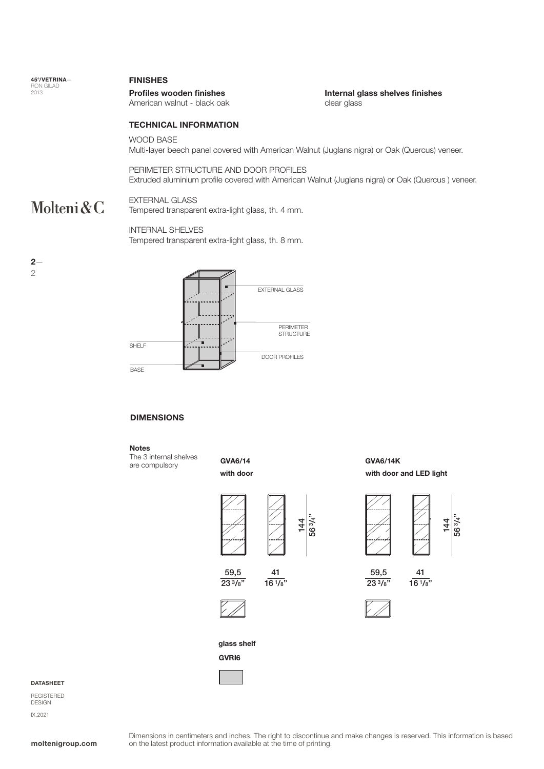45°/VETRINA—
RON GILAD
2013

Molteni&C

## FINISHES

**Profiles wooden finishes**
American walnut - black oak

**Internal glass shelves finishes**
clear glass

## TECHNICAL INFORMATION

WOOD BASE
Multi-layer beech panel covered with American Walnut (Juglans nigra) or Oak (Quercus) veneer.

PERIMETER STRUCTURE AND DOOR PROFILES
Extruded aluminium profile covered with American Walnut (Juglans nigra) or Oak (Quercus ) veneer.

EXTERNAL GLASS
Tempered transparent extra-light glass, th. 4 mm.

INTERNAL SHELVES
Tempered transparent extra-light glass, th. 8 mm.

EXTERNAL GLASS
PERIMETER STRUCTURE
DOOR PROFILES
SHELF
BASE

## DIMENSIONS

**Notes**
The 3 internal shelves are compulsory

**GVA6/14**
**with door**

59,5 / 23 3/8"
41 / 16 1/8"
144 / 56 3/4"

**GVA6/14K**
**with door and LED light**

59,5 / 23 3/8"
41 / 16 1/8"
144 / 56 3/4"

**glass shelf**
**GVRI6**

**DATASHEET**
REGISTERED DESIGN
IX.2021

Dimensions in centimeters and inches. The right to discontinue and make changes is reserved. This information is based on the latest product information available at the time of printing.

**moltenigroup.com**